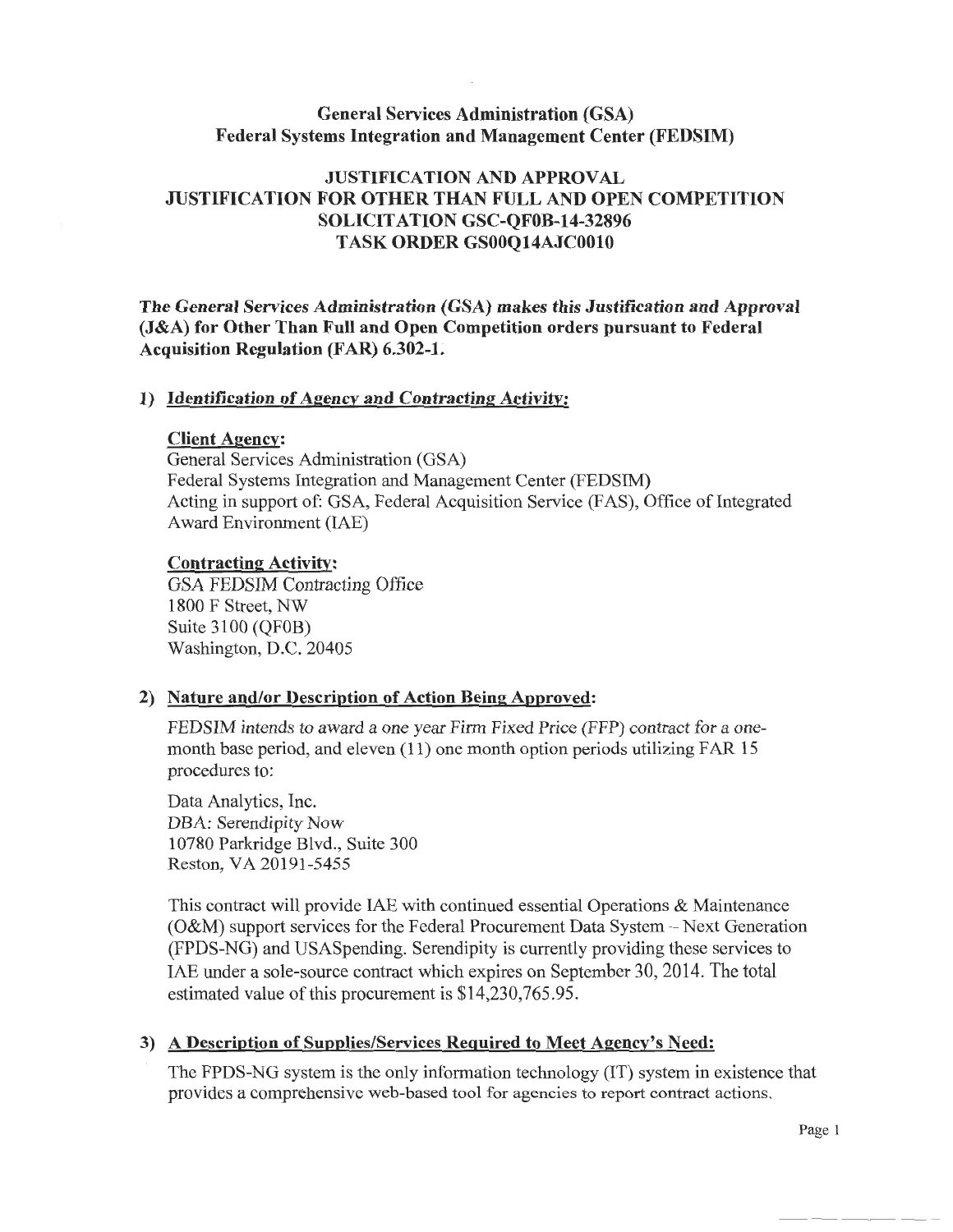## General Services Administration (GSA)
## Federal Systems Integration and Management Center (FEDSIM)

## JUSTIFICATION AND APPROVAL
## JUSTIFICATION FOR OTHER THAN FULL AND OPEN COMPETITION
## SOLICITATION GSC-QF0B-14-32896
## TASK ORDER GS00Q14AJC0010

***The General Services Administration (GSA) makes this Justification and Approval (J&A) for Other Than Full and Open Competition orders pursuant to Federal Acquisition Regulation (FAR) 6.302-1.***

### 1) Identification of Agency and Contracting Activity:

**Client Agency:**
General Services Administration (GSA)
Federal Systems Integration and Management Center (FEDSIM)
Acting in support of: GSA, Federal Acquisition Service (FAS), Office of Integrated Award Environment (IAE)

**Contracting Activity:**
GSA FEDSIM Contracting Office
1800 F Street, NW
Suite 3100 (QF0B)
Washington, D.C. 20405

### 2) Nature and/or Description of Action Being Approved:

FEDSIM intends to award a one year Firm Fixed Price (FFP) contract for a one-month base period, and eleven (11) one month option periods utilizing FAR 15 procedures to:

Data Analytics, Inc.
DBA: Serendipity Now
10780 Parkridge Blvd., Suite 300
Reston, VA 20191-5455

This contract will provide IAE with continued essential Operations & Maintenance (O&M) support services for the Federal Procurement Data System – Next Generation (FPDS-NG) and USASpending. Serendipity is currently providing these services to IAE under a sole-source contract which expires on September 30, 2014. The total estimated value of this procurement is $14,230,765.95.

### 3) A Description of Supplies/Services Required to Meet Agency's Need:

The FPDS-NG system is the only information technology (IT) system in existence that provides a comprehensive web-based tool for agencies to report contract actions.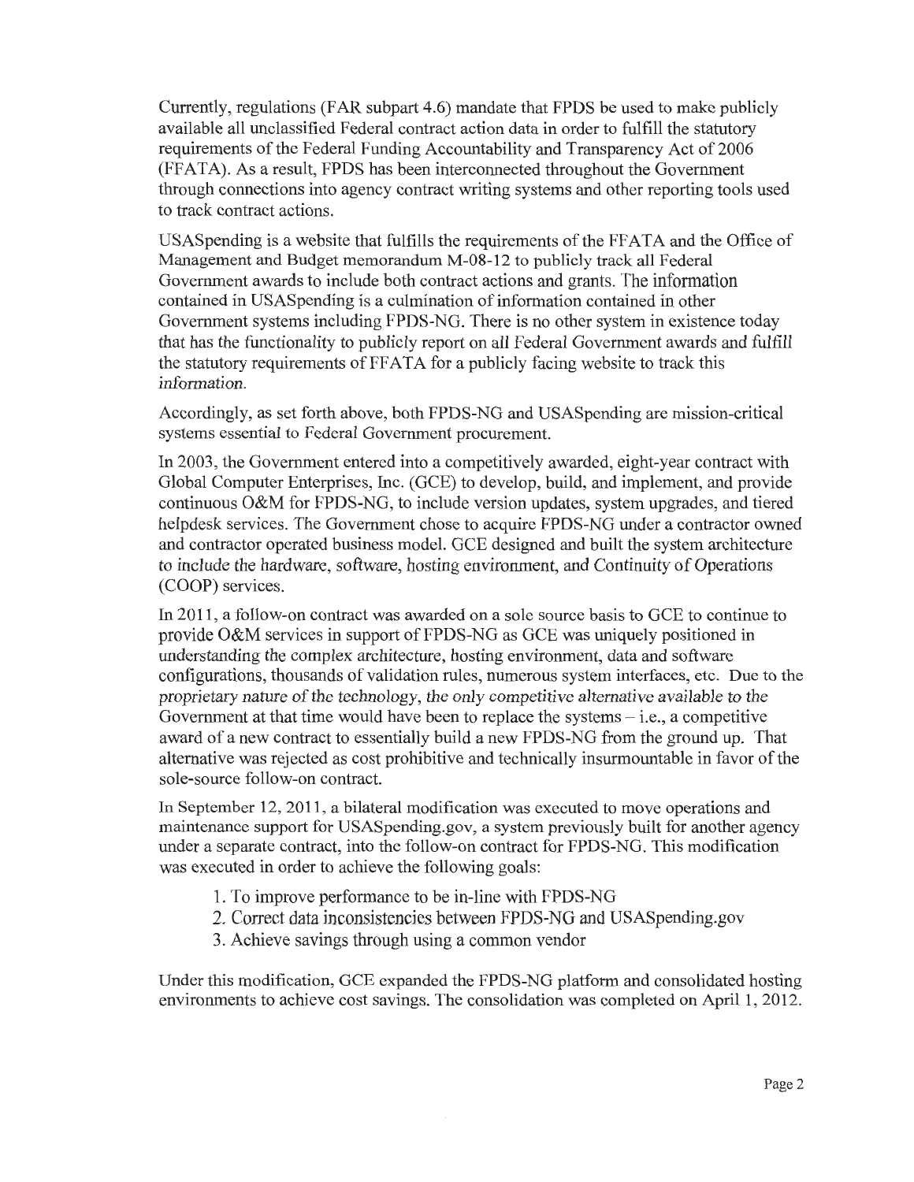Currently, regulations (FAR subpart 4.6) mandate that FPDS be used to make publicly available all unclassified Federal contract action data in order to fulfill the statutory requirements of the Federal Funding Accountability and Transparency Act of 2006 (FFATA). As a result, FPDS has been interconnected throughout the Government through connections into agency contract writing systems and other reporting tools used to track contract actions.

USASpending is a website that fulfills the requirements of the FFATA and the Office of Management and Budget memorandum M-08-12 to publicly track all Federal Government awards to include both contract actions and grants. The information contained in USASpending is a culmination of information contained in other Government systems including FPDS-NG. There is no other system in existence today that has the functionality to publicly report on all Federal Government awards and fulfill the statutory requirements of FFATA for a publicly facing website to track this information.

Accordingly, as set forth above, both FPDS-NG and USASpending are mission-critical systems essential to Federal Government procurement.

In 2003, the Government entered into a competitively awarded, eight-year contract with Global Computer Enterprises, Inc. (GCE) to develop, build, and implement, and provide continuous O&M for FPDS-NG, to include version updates, system upgrades, and tiered helpdesk services. The Government chose to acquire FPDS-NG under a contractor owned and contractor operated business model. GCE designed and built the system architecture to include the hardware, software, hosting environment, and Continuity of Operations (COOP) services.

In 2011, a follow-on contract was awarded on a sole source basis to GCE to continue to provide O&M services in support of FPDS-NG as GCE was uniquely positioned in understanding the complex architecture, hosting environment, data and software configurations, thousands of validation rules, numerous system interfaces, etc. Due to the proprietary nature of the technology, the only competitive alternative available to the Government at that time would have been to replace the systems – i.e., a competitive award of a new contract to essentially build a new FPDS-NG from the ground up. That alternative was rejected as cost prohibitive and technically insurmountable in favor of the sole-source follow-on contract.

In September 12, 2011, a bilateral modification was executed to move operations and maintenance support for USASpending.gov, a system previously built for another agency under a separate contract, into the follow-on contract for FPDS-NG. This modification was executed in order to achieve the following goals:

1. To improve performance to be in-line with FPDS-NG
2. Correct data inconsistencies between FPDS-NG and USASpending.gov
3. Achieve savings through using a common vendor

Under this modification, GCE expanded the FPDS-NG platform and consolidated hosting environments to achieve cost savings. The consolidation was completed on April 1, 2012.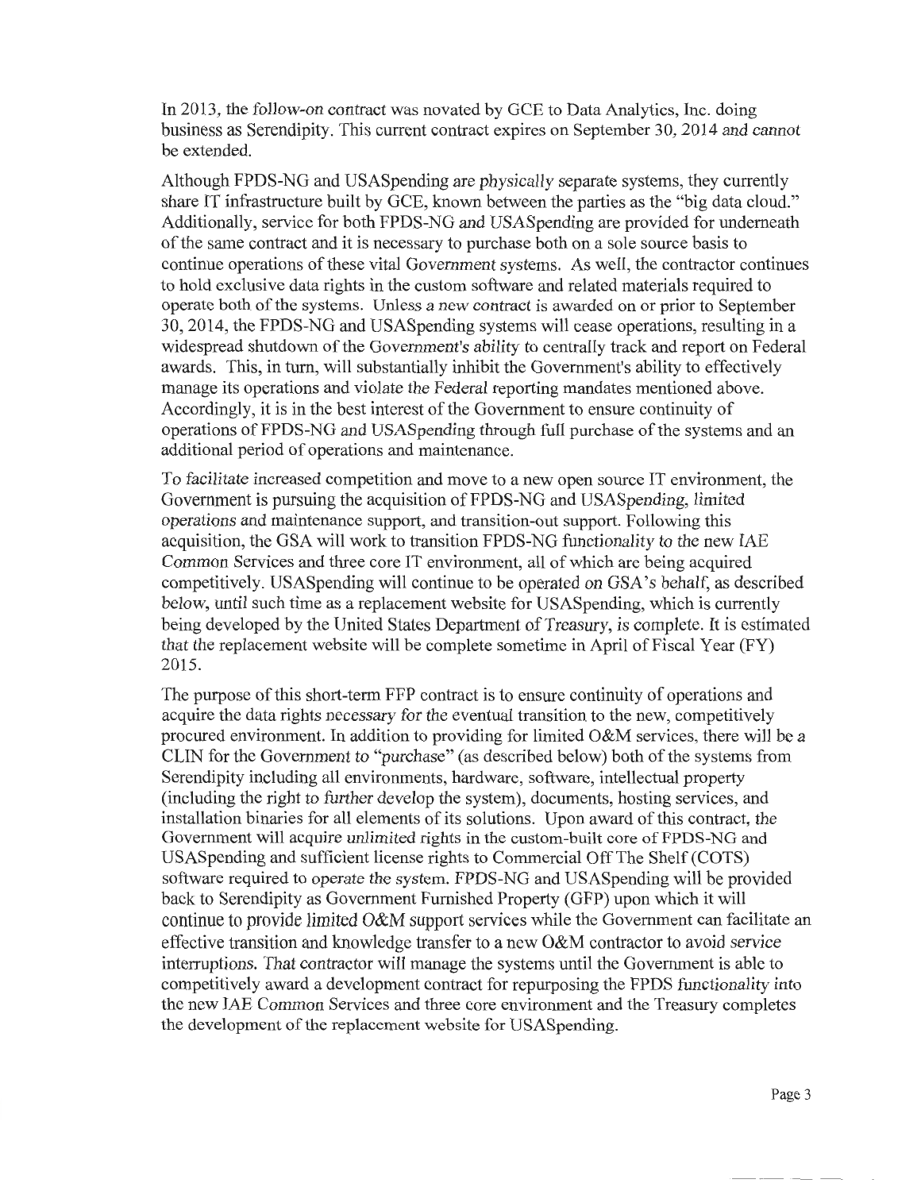In 2013, the follow-on contract was novated by GCE to Data Analytics, Inc. doing business as Serendipity. This current contract expires on September 30, 2014 and cannot be extended.

Although FPDS-NG and USASpending are physically separate systems, they currently share IT infrastructure built by GCE, known between the parties as the "big data cloud." Additionally, service for both FPDS-NG and USASpending are provided for underneath of the same contract and it is necessary to purchase both on a sole source basis to continue operations of these vital Government systems. As well, the contractor continues to hold exclusive data rights in the custom software and related materials required to operate both of the systems. Unless a new contract is awarded on or prior to September 30, 2014, the FPDS-NG and USASpending systems will cease operations, resulting in a widespread shutdown of the Government's ability to centrally track and report on Federal awards. This, in turn, will substantially inhibit the Government's ability to effectively manage its operations and violate the Federal reporting mandates mentioned above. Accordingly, it is in the best interest of the Government to ensure continuity of operations of FPDS-NG and USASpending through full purchase of the systems and an additional period of operations and maintenance.

To facilitate increased competition and move to a new open source IT environment, the Government is pursuing the acquisition of FPDS-NG and USASpending, limited operations and maintenance support, and transition-out support. Following this acquisition, the GSA will work to transition FPDS-NG functionality to the new IAE Common Services and three core IT environment, all of which are being acquired competitively. USASpending will continue to be operated on GSA's behalf, as described below, until such time as a replacement website for USASpending, which is currently being developed by the United States Department of Treasury, is complete. It is estimated that the replacement website will be complete sometime in April of Fiscal Year (FY) 2015.

The purpose of this short-term FFP contract is to ensure continuity of operations and acquire the data rights necessary for the eventual transition to the new, competitively procured environment. In addition to providing for limited O&M services, there will be a CLIN for the Government to "purchase" (as described below) both of the systems from Serendipity including all environments, hardware, software, intellectual property (including the right to further develop the system), documents, hosting services, and installation binaries for all elements of its solutions. Upon award of this contract, the Government will acquire unlimited rights in the custom-built core of FPDS-NG and USASpending and sufficient license rights to Commercial Off The Shelf (COTS) software required to operate the system. FPDS-NG and USASpending will be provided back to Serendipity as Government Furnished Property (GFP) upon which it will continue to provide limited O&M support services while the Government can facilitate an effective transition and knowledge transfer to a new O&M contractor to avoid service interruptions. That contractor will manage the systems until the Government is able to competitively award a development contract for repurposing the FPDS functionality into the new IAE Common Services and three core environment and the Treasury completes the development of the replacement website for USASpending.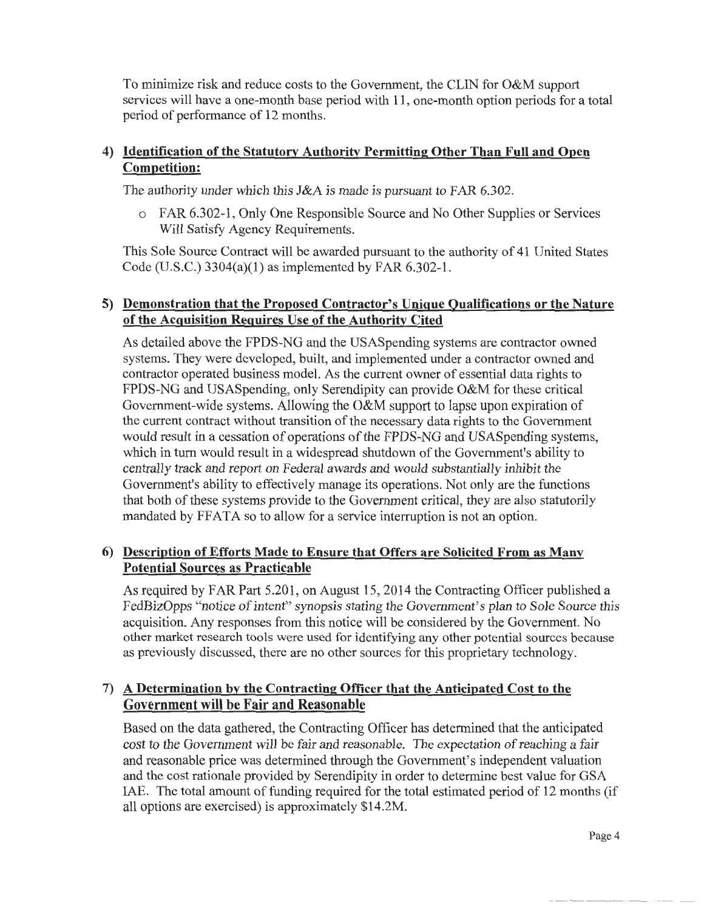To minimize risk and reduce costs to the Government, the CLIN for O&M support services will have a one-month base period with 11, one-month option periods for a total period of performance of 12 months.

### 4) Identification of the Statutory Authority Permitting Other Than Full and Open Competition:

The authority under which this J&A is made is pursuant to FAR 6.302.

- FAR 6.302-1, Only One Responsible Source and No Other Supplies or Services Will Satisfy Agency Requirements.

This Sole Source Contract will be awarded pursuant to the authority of 41 United States Code (U.S.C.) 3304(a)(1) as implemented by FAR 6.302-1.

### 5) Demonstration that the Proposed Contractor's Unique Qualifications or the Nature of the Acquisition Requires Use of the Authority Cited

As detailed above the FPDS-NG and the USASpending systems are contractor owned systems. They were developed, built, and implemented under a contractor owned and contractor operated business model. As the current owner of essential data rights to FPDS-NG and USASpending, only Serendipity can provide O&M for these critical Government-wide systems. Allowing the O&M support to lapse upon expiration of the current contract without transition of the necessary data rights to the Government would result in a cessation of operations of the FPDS-NG and USASpending systems, which in turn would result in a widespread shutdown of the Government's ability to centrally track and report on Federal awards and would substantially inhibit the Government's ability to effectively manage its operations. Not only are the functions that both of these systems provide to the Government critical, they are also statutorily mandated by FFATA so to allow for a service interruption is not an option.

### 6) Description of Efforts Made to Ensure that Offers are Solicited From as Many Potential Sources as Practicable

As required by FAR Part 5.201, on August 15, 2014 the Contracting Officer published a FedBizOpps "notice of intent" synopsis stating the Government's plan to Sole Source this acquisition. Any responses from this notice will be considered by the Government. No other market research tools were used for identifying any other potential sources because as previously discussed, there are no other sources for this proprietary technology.

### 7) A Determination by the Contracting Officer that the Anticipated Cost to the Government will be Fair and Reasonable

Based on the data gathered, the Contracting Officer has determined that the anticipated cost to the Government will be fair and reasonable. The expectation of reaching a fair and reasonable price was determined through the Government's independent valuation and the cost rationale provided by Serendipity in order to determine best value for GSA IAE. The total amount of funding required for the total estimated period of 12 months (if all options are exercised) is approximately $14.2M.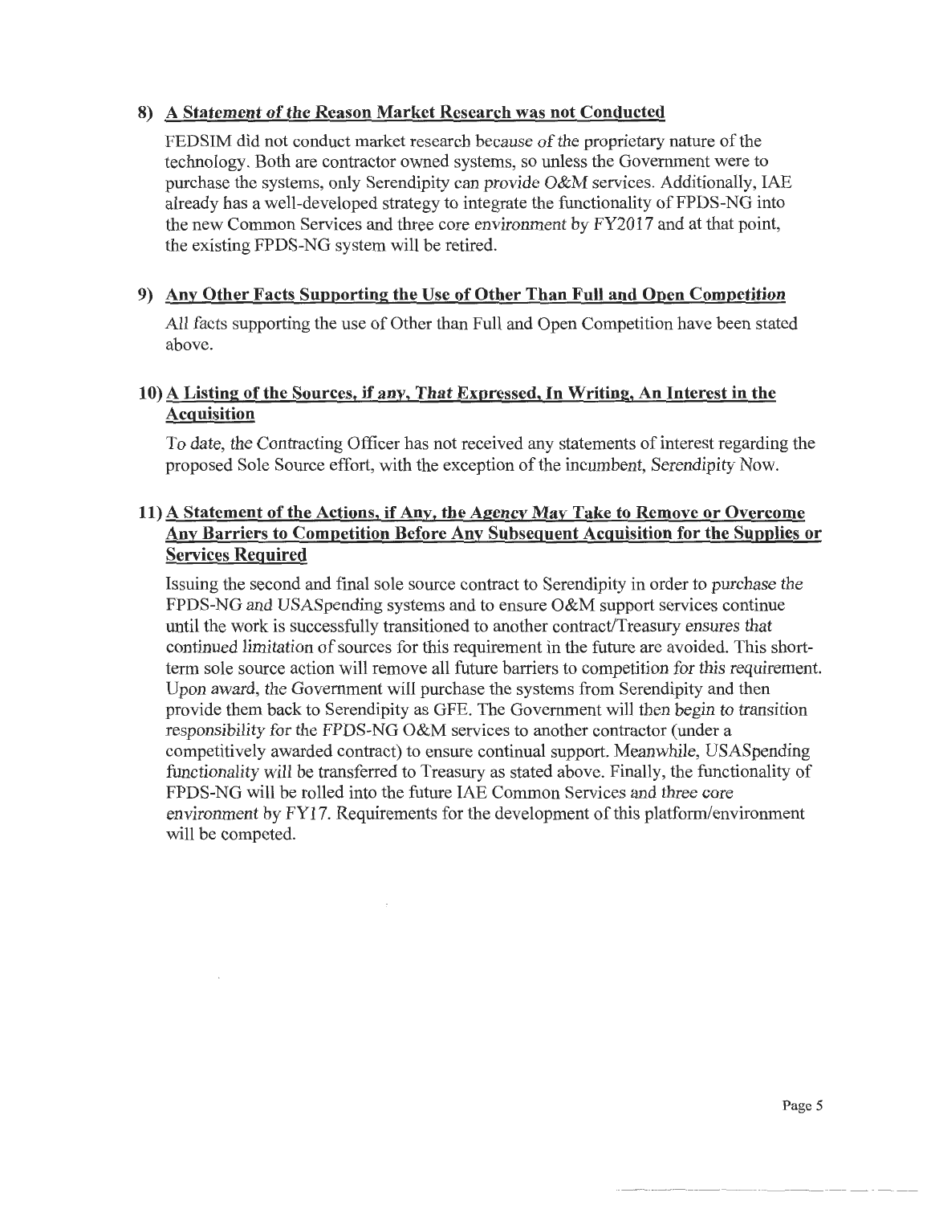## 8) A Statement of the Reason Market Research was not Conducted

FEDSIM did not conduct market research because of the proprietary nature of the technology. Both are contractor owned systems, so unless the Government were to purchase the systems, only Serendipity can provide O&M services. Additionally, IAE already has a well-developed strategy to integrate the functionality of FPDS-NG into the new Common Services and three core environment by FY2017 and at that point, the existing FPDS-NG system will be retired.

## 9) Any Other Facts Supporting the Use of Other Than Full and Open Competition

All facts supporting the use of Other than Full and Open Competition have been stated above.

## 10) A Listing of the Sources, if any, That Expressed, In Writing, An Interest in the Acquisition

To date, the Contracting Officer has not received any statements of interest regarding the proposed Sole Source effort, with the exception of the incumbent, Serendipity Now.

## 11) A Statement of the Actions, if Any, the Agency May Take to Remove or Overcome Any Barriers to Competition Before Any Subsequent Acquisition for the Supplies or Services Required

Issuing the second and final sole source contract to Serendipity in order to purchase the FPDS-NG and USASpending systems and to ensure O&M support services continue until the work is successfully transitioned to another contract/Treasury ensures that continued limitation of sources for this requirement in the future are avoided. This short-term sole source action will remove all future barriers to competition for this requirement. Upon award, the Government will purchase the systems from Serendipity and then provide them back to Serendipity as GFE. The Government will then begin to transition responsibility for the FPDS-NG O&M services to another contractor (under a competitively awarded contract) to ensure continual support. Meanwhile, USASpending functionality will be transferred to Treasury as stated above. Finally, the functionality of FPDS-NG will be rolled into the future IAE Common Services and three core environment by FY17. Requirements for the development of this platform/environment will be competed.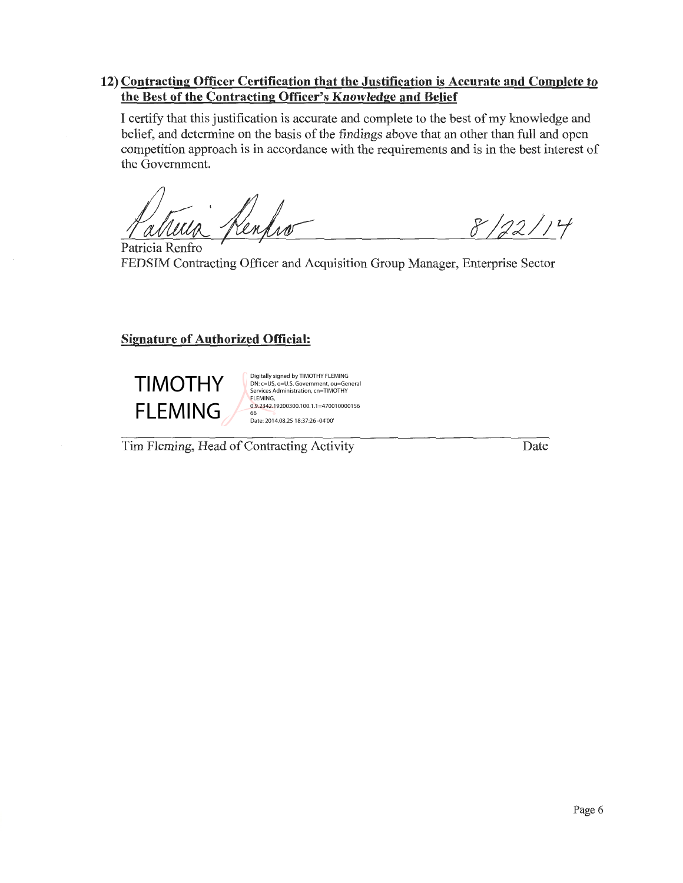## 12) Contracting Officer Certification that the Justification is Accurate and Complete to the Best of the Contracting Officer's Knowledge and Belief

I certify that this justification is accurate and complete to the best of my knowledge and belief, and determine on the basis of the findings above that an other than full and open competition approach is in accordance with the requirements and is in the best interest of the Government.

Patricia Renfro 8/22/14

Patricia Renfro
FEDSIM Contracting Officer and Acquisition Group Manager, Enterprise Sector

**Signature of Authorized Official:**

TIMOTHY FLEMING

Digitally signed by TIMOTHY FLEMING
DN: c=US, o=U.S. Government, ou=General Services Administration, cn=TIMOTHY FLEMING, 0.9.2342.19200300.100.1.1=47001000015666
Date: 2014.08.25 18:37:26 -04'00'

Tim Fleming, Head of Contracting Activity Date